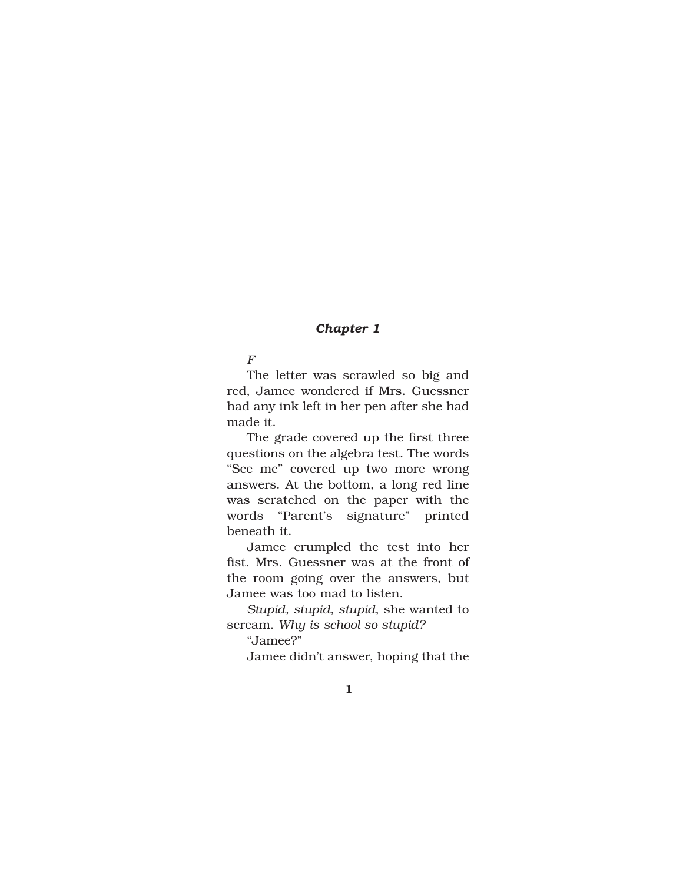# *Chapter 1*

*F*

The letter was scrawled so big and red, Jamee wondered if Mrs. Guessner had any ink left in her pen after she had made it.

The grade covered up the first three questions on the algebra test. The words "See me" covered up two more wrong answers. At the bottom, a long red line was scratched on the paper with the words "Parent's signature" printed beneath it.

Jamee crumpled the test into her fist. Mrs. Guessner was at the front of the room going over the answers, but Jamee was too mad to listen.

*Stupid, stupid, stupid*, she wanted to scream. *Why is school so stupid?*

"Jamee?"

Jamee didn't answer, hoping that the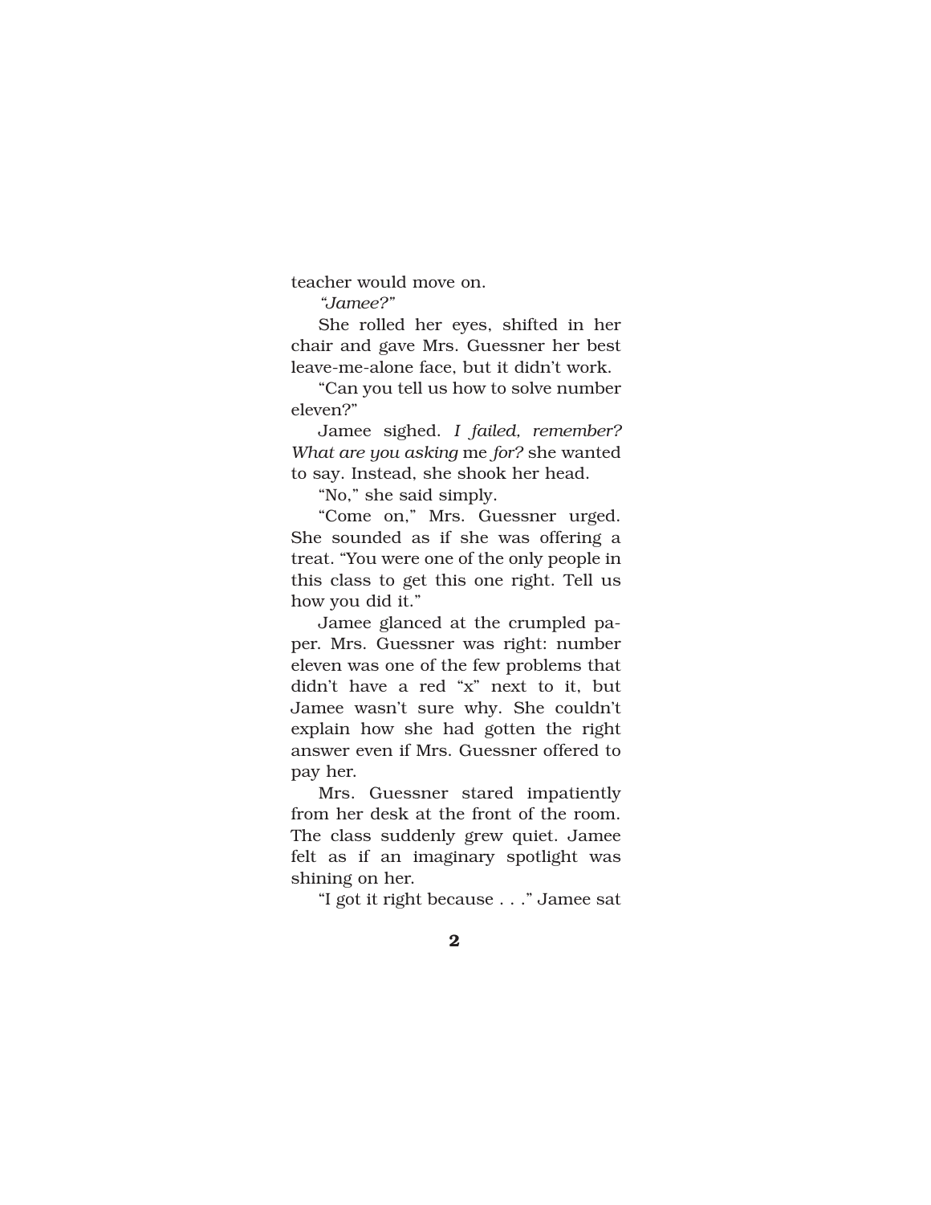teacher would move on.

*"Jamee?"*

She rolled her eyes, shifted in her chair and gave Mrs. Guessner her best leave-me-alone face, but it didn't work.

"Can you tell us how to solve number eleven?"

Jamee sighed. *I failed, remember? What are you asking* me *for?* she wanted to say. Instead, she shook her head.

"No," she said simply.

"Come on," Mrs. Guessner urged. She sounded as if she was offering a treat. "You were one of the only people in this class to get this one right. Tell us how you did it."

Jamee glanced at the crumpled paper. Mrs. Guessner was right: number eleven was one of the few problems that didn't have a red "x" next to it, but Jamee wasn't sure why. She couldn't explain how she had gotten the right answer even if Mrs. Guessner offered to pay her.

Mrs. Guessner stared impatiently from her desk at the front of the room. The class suddenly grew quiet. Jamee felt as if an imaginary spotlight was shining on her.

"I got it right because . . ." Jamee sat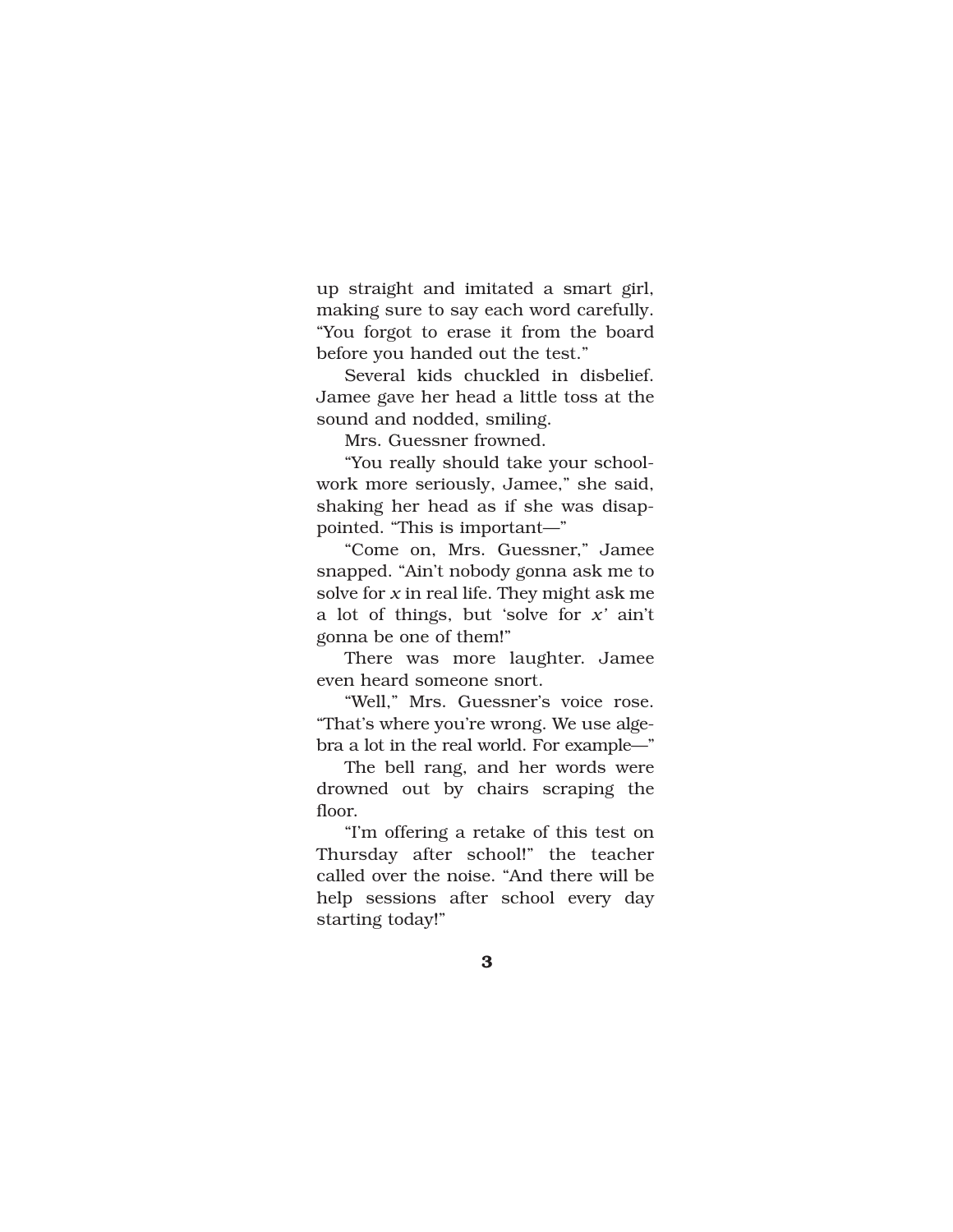up straight and imitated a smart girl, making sure to say each word carefully. "You forgot to erase it from the board before you handed out the test."

Several kids chuckled in disbelief. Jamee gave her head a little toss at the sound and nodded, smiling.

Mrs. Guessner frowned.

"You really should take your schoolwork more seriously, Jamee," she said, shaking her head as if she was disappointed. "This is important—"

"Come on, Mrs. Guessner," Jamee snapped. "Ain't nobody gonna ask me to solve for *x* in real life. They might ask me a lot of things, but 'solve for *x*' ain't gonna be one of them!"

There was more laughter. Jamee even heard someone snort.

"Well," Mrs. Guessner's voice rose. "That's where you're wrong. We use algebra a lot in the real world. For example—"

The bell rang, and her words were drowned out by chairs scraping the floor.

"I'm offering a retake of this test on Thursday after school!" the teacher called over the noise. "And there will be help sessions after school every day starting today!"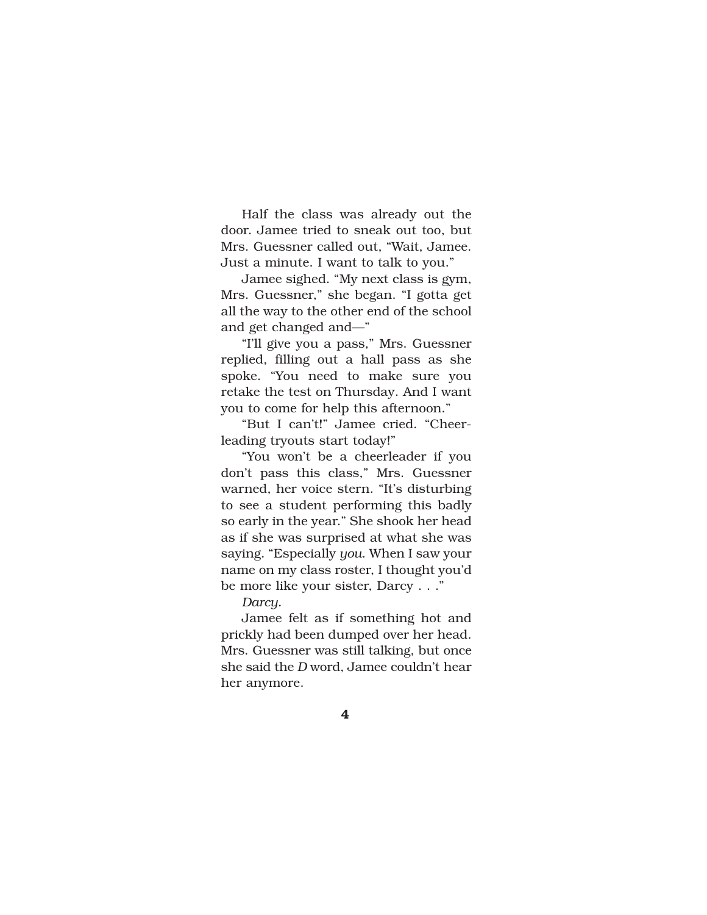Half the class was already out the door. Jamee tried to sneak out too, but Mrs. Guessner called out, "Wait, Jamee. Just a minute. I want to talk to you."

Jamee sighed. "My next class is gym, Mrs. Guessner," she began. "I gotta get all the way to the other end of the school and get changed and—"

"I'll give you a pass," Mrs. Guessner replied, filling out a hall pass as she spoke. "You need to make sure you retake the test on Thursday. And I want you to come for help this afternoon."

"But I can't!" Jamee cried. "Cheerleading tryouts start today!"

"You won't be a cheerleader if you don't pass this class," Mrs. Guessner warned, her voice stern. "It's disturbing to see a student performing this badly so early in the year." She shook her head as if she was surprised at what she was saying. "Especially *you*. When I saw your name on my class roster, I thought you'd be more like your sister, Darcy . . ."

*Darcy*.

Jamee felt as if something hot and prickly had been dumped over her head. Mrs. Guessner was still talking, but once she said the *D* word, Jamee couldn't hear her anymore.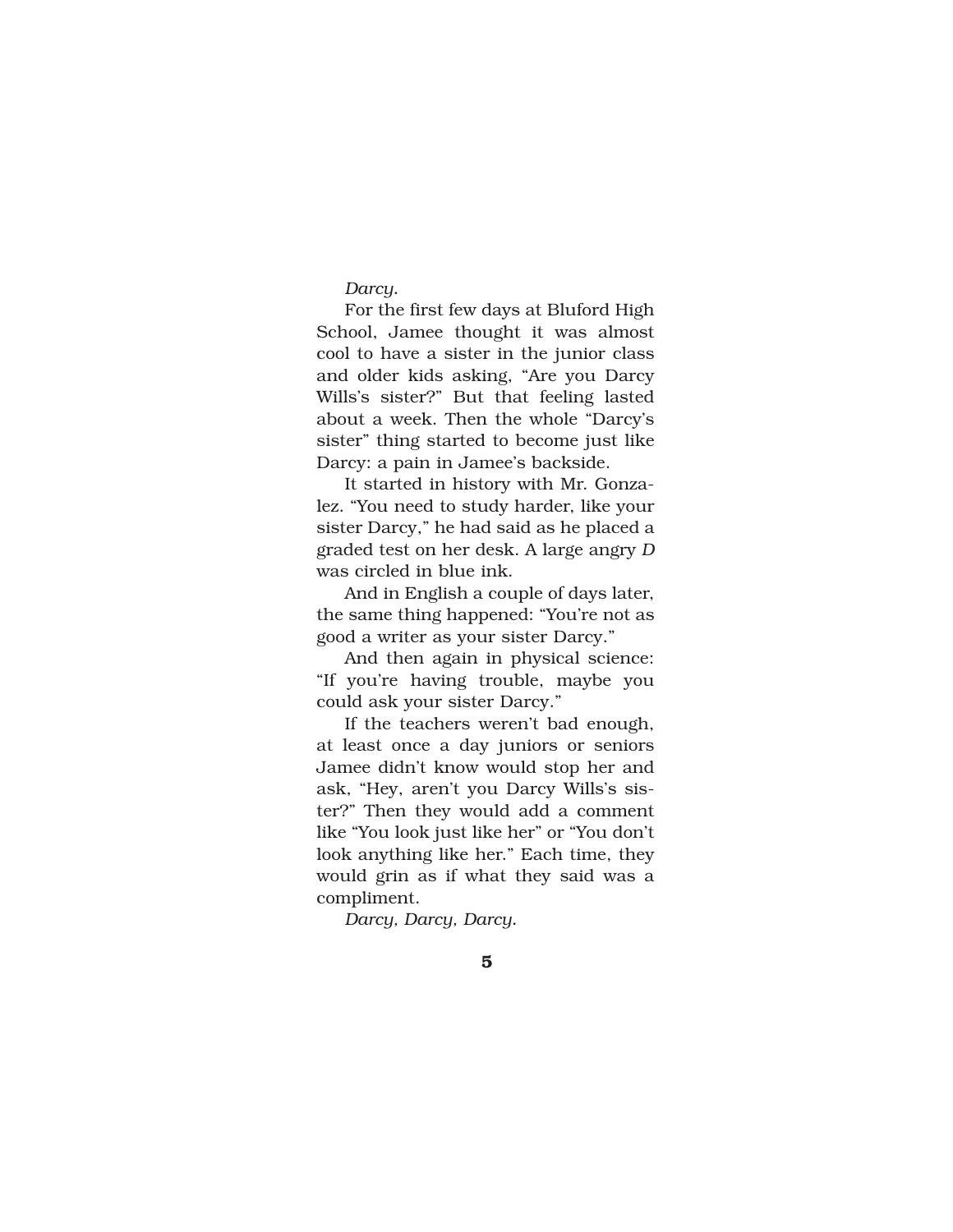*Darcy.*

For the first few days at Bluford High School, Jamee thought it was almost cool to have a sister in the junior class and older kids asking, "Are you Darcy Wills's sister?" But that feeling lasted about a week. Then the whole "Darcy's sister" thing started to become just like Darcy: a pain in Jamee's backside.

It started in history with Mr. Gonzalez. "You need to study harder, like your sister Darcy," he had said as he placed a graded test on her desk. A large angry *D* was circled in blue ink.

And in English a couple of days later, the same thing happened: "You're not as good a writer as your sister Darcy."

And then again in physical science: "If you're having trouble, maybe you could ask your sister Darcy."

If the teachers weren't bad enough, at least once a day juniors or seniors Jamee didn't know would stop her and ask, "Hey, aren't you Darcy Wills's sister?" Then they would add a comment like "You look just like her" or "You don't look anything like her." Each time, they would grin as if what they said was a compliment.

*Darcy, Darcy, Darcy.*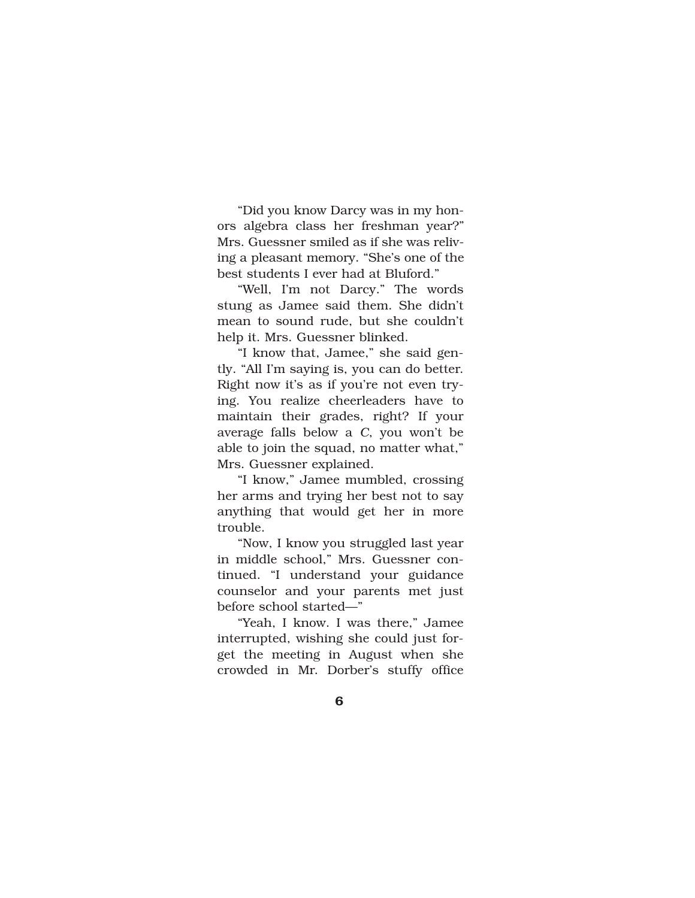"Did you know Darcy was in my honors algebra class her freshman year?" Mrs. Guessner smiled as if she was reliving a pleasant memory. "She's one of the best students I ever had at Bluford."

"Well, I'm not Darcy." The words stung as Jamee said them. She didn't mean to sound rude, but she couldn't help it. Mrs. Guessner blinked.

"I know that, Jamee," she said gently. "All I'm saying is, you can do better. Right now it's as if you're not even trying. You realize cheerleaders have to maintain their grades, right? If your average falls below a *C*, you won't be able to join the squad, no matter what," Mrs. Guessner explained.

"I know," Jamee mumbled, crossing her arms and trying her best not to say anything that would get her in more trouble.

"Now, I know you struggled last year in middle school," Mrs. Guessner continued. "I understand your guidance counselor and your parents met just before school started—"

"Yeah, I know. I was there," Jamee interrupted, wishing she could just forget the meeting in August when she crowded in Mr. Dorber's stuffy office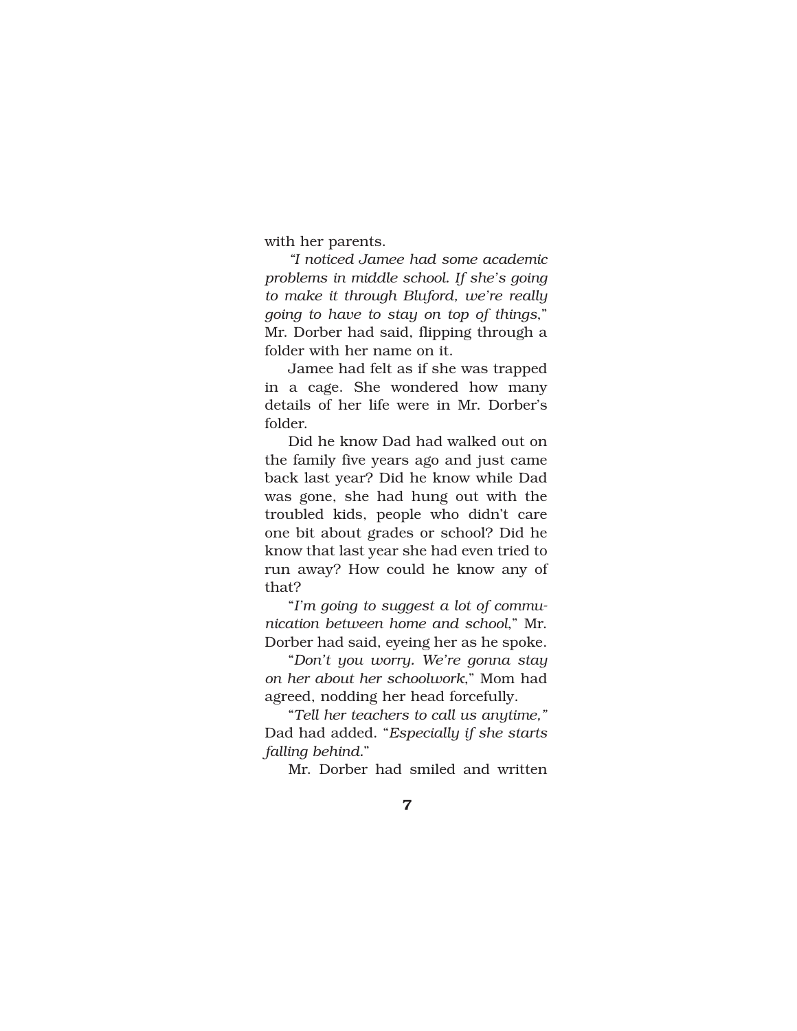with her parents.

*"I noticed Jamee had some academic problems in middle school. If she's going to make it through Bluford, we're really going to have to stay on top of things*," Mr. Dorber had said, flipping through a folder with her name on it.

Jamee had felt as if she was trapped in a cage. She wondered how many details of her life were in Mr. Dorber's folder.

Did he know Dad had walked out on the family five years ago and just came back last year? Did he know while Dad was gone, she had hung out with the troubled kids, people who didn't care one bit about grades or school? Did he know that last year she had even tried to run away? How could he know any of that?

"*I'm going to suggest a lot of communication between home and school*," Mr. Dorber had said, eyeing her as he spoke.

"*Don't you worry. We're gonna stay on her about her schoolwork*," Mom had agreed, nodding her head forcefully.

"*Tell her teachers to call us anytime,"* Dad had added. "*Especially if she starts falling behind.*"

Mr. Dorber had smiled and written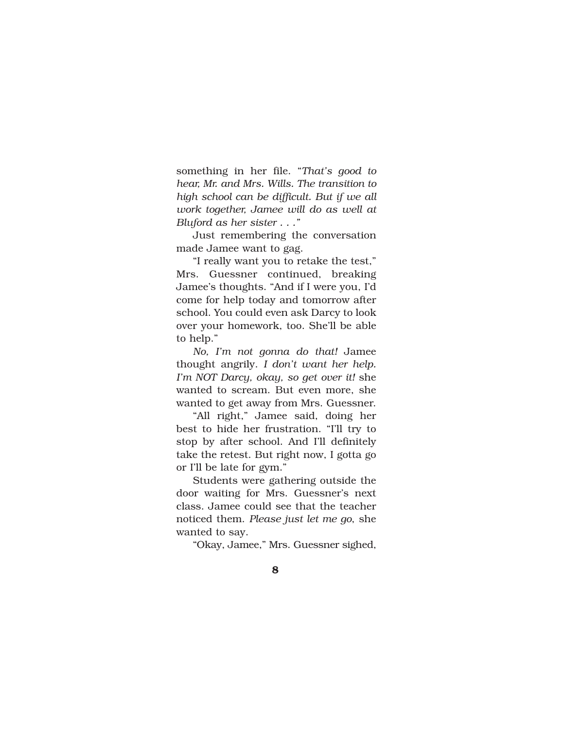something in her file. "*That's good to hear, Mr. and Mrs. Wills. The transition to high school can be difficult. But if we all work together, Jamee will do as well at Bluford as her sister . . .*"

Just remembering the conversation made Jamee want to gag.

"I really want you to retake the test," Mrs. Guessner continued, breaking Jamee's thoughts. "And if I were you, I'd come for help today and tomorrow after school. You could even ask Darcy to look over your homework, too. She'll be able to help."

*No, I'm not gonna do that!* Jamee thought angrily. *I don't want her help. I'm NOT Darcy, okay, so get over it!* she wanted to scream. But even more, she wanted to get away from Mrs. Guessner.

"All right," Jamee said, doing her best to hide her frustration. "I'll try to stop by after school. And I'll definitely take the retest. But right now, I gotta go or I'll be late for gym."

Students were gathering outside the door waiting for Mrs. Guessner's next class. Jamee could see that the teacher noticed them. *Please just let me go*, she wanted to say.

"Okay, Jamee," Mrs. Guessner sighed,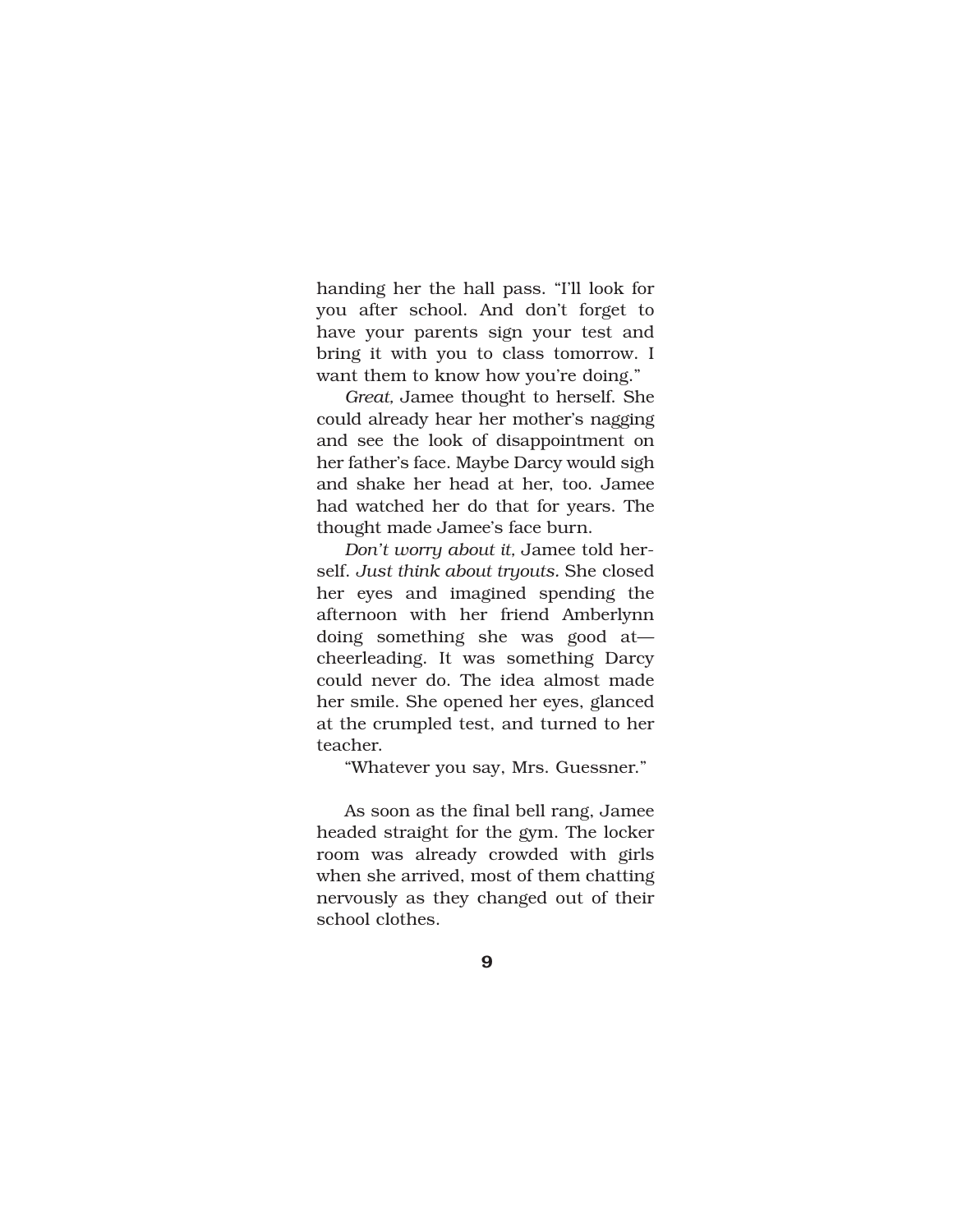handing her the hall pass. "I'll look for you after school. And don't forget to have your parents sign your test and bring it with you to class tomorrow. I want them to know how you're doing."

*Great,* Jamee thought to herself. She could already hear her mother's nagging and see the look of disappointment on her father's face. Maybe Darcy would sigh and shake her head at her, too. Jamee had watched her do that for years. The thought made Jamee's face burn.

*Don't worry about it,* Jamee told herself. *Just think about tryouts.* She closed her eyes and imagined spending the afternoon with her friend Amberlynn doing something she was good at—cheerleading. It was something Darcy could never do. The idea almost made her smile. She opened her eyes, glanced at the crumpled test, and turned to her teacher.

"Whatever you say, Mrs. Guessner."

As soon as the final bell rang, Jamee headed straight for the gym. The locker room was already crowded with girls when she arrived, most of them chatting nervously as they changed out of their school clothes.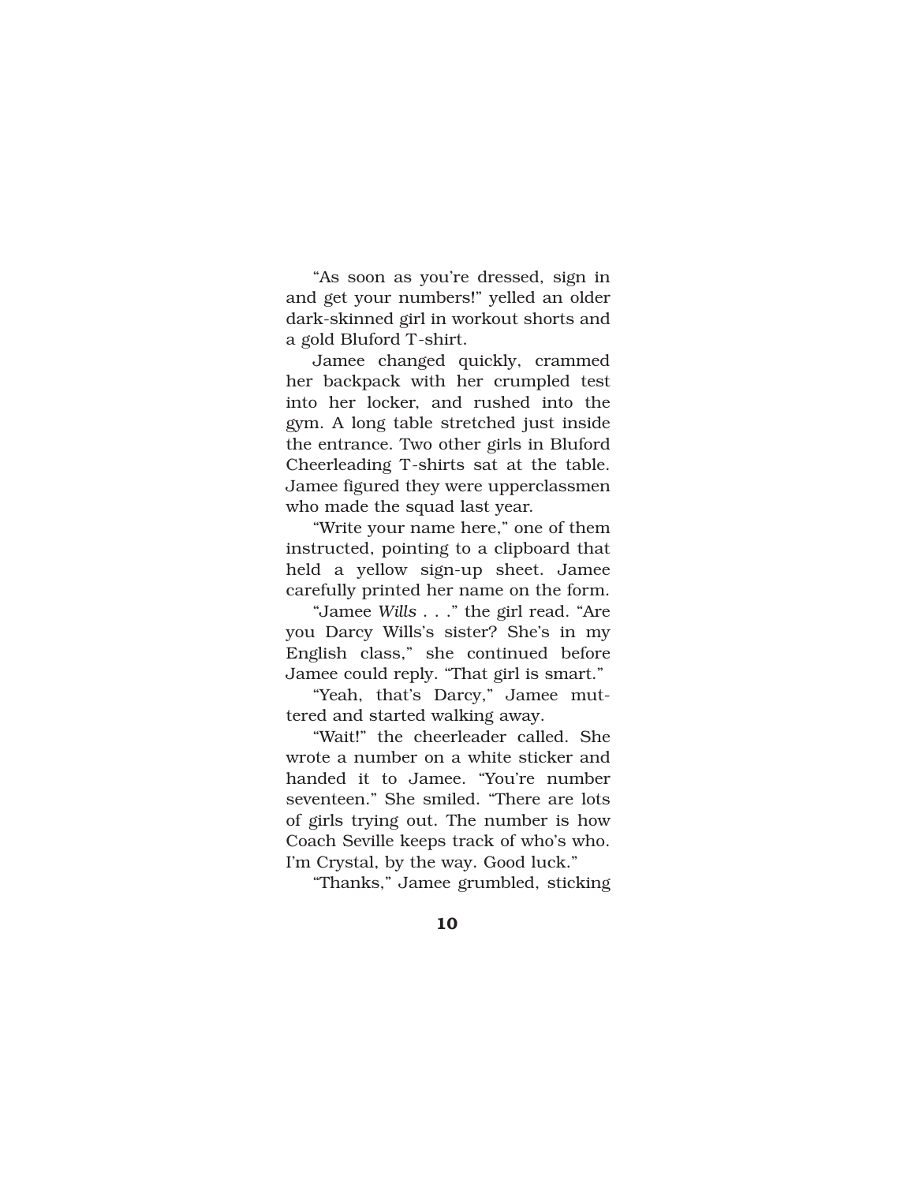"As soon as you're dressed, sign in and get your numbers!" yelled an older dark-skinned girl in workout shorts and a gold Bluford T-shirt.

Jamee changed quickly, crammed her backpack with her crumpled test into her locker, and rushed into the gym. A long table stretched just inside the entrance. Two other girls in Bluford Cheerleading T-shirts sat at the table. Jamee figured they were upperclassmen who made the squad last year.

"Write your name here," one of them instructed, pointing to a clipboard that held a yellow sign-up sheet. Jamee carefully printed her name on the form.

"Jamee *Wills* . . ." the girl read. "Are you Darcy Wills's sister? She's in my English class," she continued before Jamee could reply. "That girl is smart."

"Yeah, that's Darcy," Jamee muttered and started walking away.

"Wait!" the cheerleader called. She wrote a number on a white sticker and handed it to Jamee. "You're number seventeen." She smiled. "There are lots of girls trying out. The number is how Coach Seville keeps track of who's who. I'm Crystal, by the way. Good luck."

"Thanks," Jamee grumbled, sticking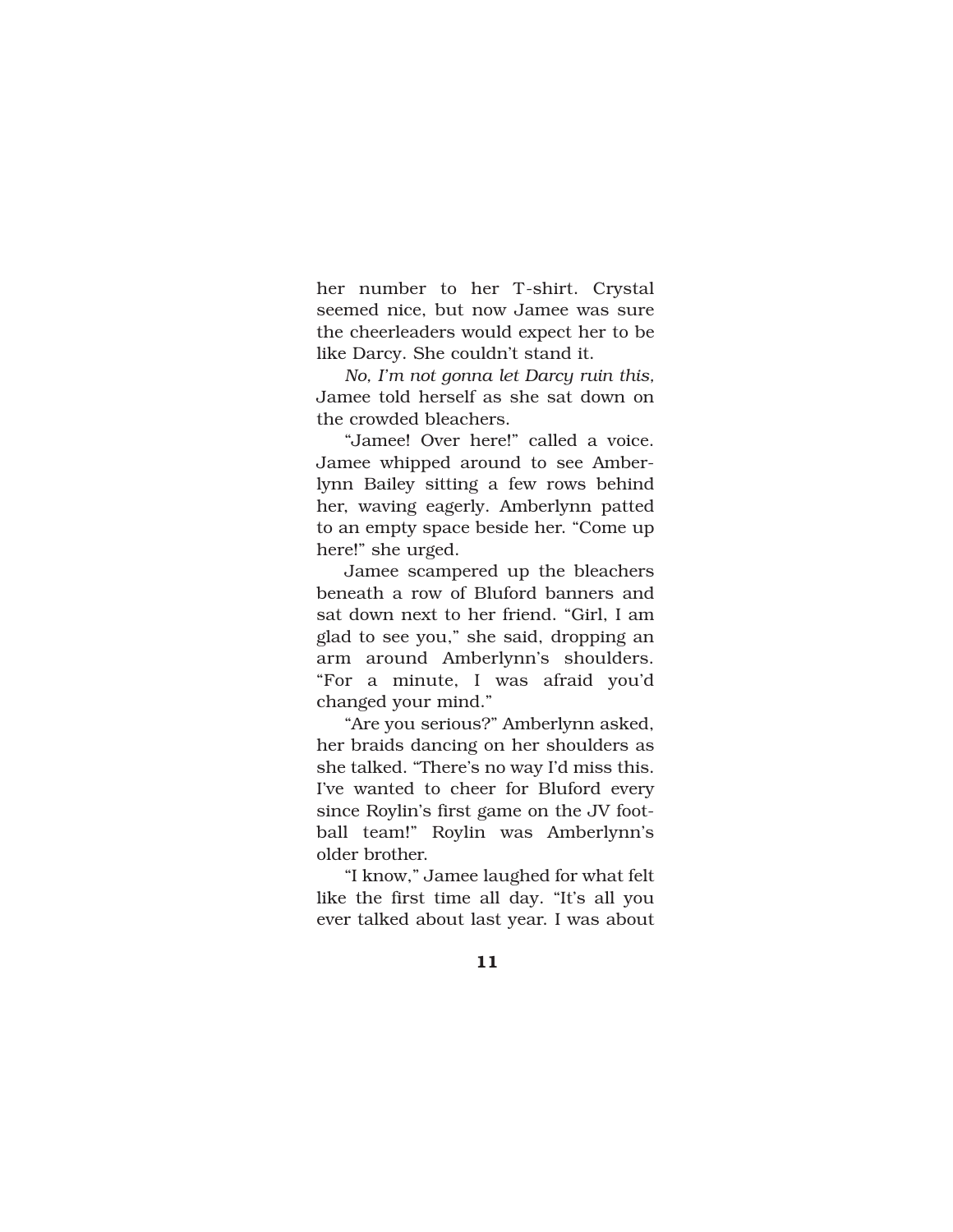her number to her T-shirt. Crystal seemed nice, but now Jamee was sure the cheerleaders would expect her to be like Darcy. She couldn't stand it.

*No, I'm not gonna let Darcy ruin this,* Jamee told herself as she sat down on the crowded bleachers.

"Jamee! Over here!" called a voice. Jamee whipped around to see Amberlynn Bailey sitting a few rows behind her, waving eagerly. Amberlynn patted to an empty space beside her. "Come up here!" she urged.

Jamee scampered up the bleachers beneath a row of Bluford banners and sat down next to her friend. "Girl, I am glad to see you," she said, dropping an arm around Amberlynn's shoulders. "For a minute, I was afraid you'd changed your mind."

"Are you serious?" Amberlynn asked, her braids dancing on her shoulders as she talked. "There's no way I'd miss this. I've wanted to cheer for Bluford every since Roylin's first game on the JV football team!" Roylin was Amberlynn's older brother.

"I know," Jamee laughed for what felt like the first time all day. "It's all you ever talked about last year. I was about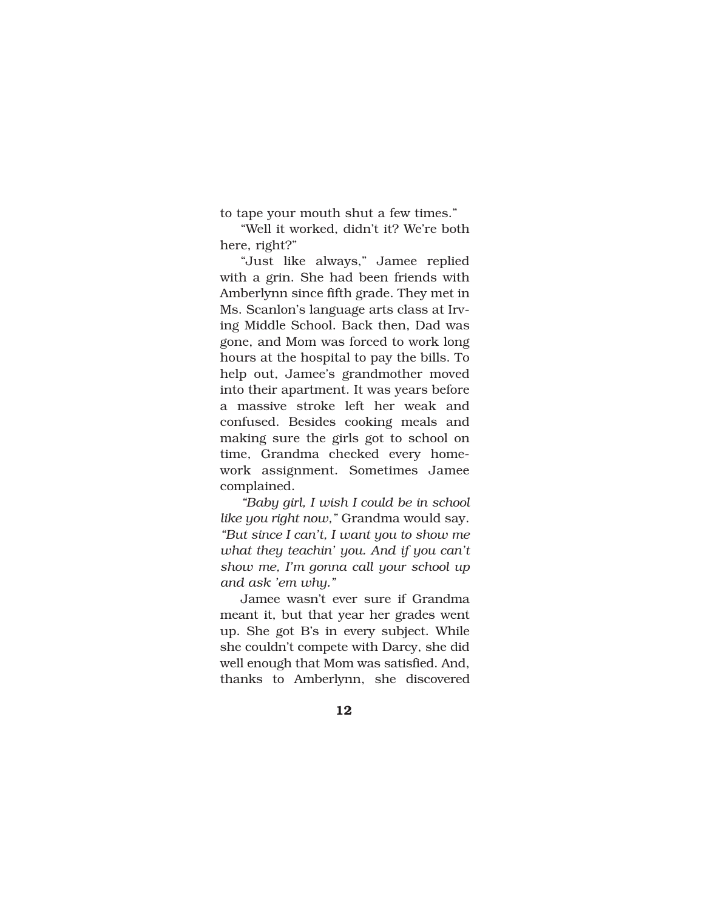to tape your mouth shut a few times."

"Well it worked, didn't it? We're both here, right?"

"Just like always," Jamee replied with a grin. She had been friends with Amberlynn since fifth grade. They met in Ms. Scanlon's language arts class at Irving Middle School. Back then, Dad was gone, and Mom was forced to work long hours at the hospital to pay the bills. To help out, Jamee's grandmother moved into their apartment. It was years before a massive stroke left her weak and confused. Besides cooking meals and making sure the girls got to school on time, Grandma checked every homework assignment. Sometimes Jamee complained.

*"Baby girl, I wish I could be in school like you right now,"* Grandma would say. *"But since I can't, I want you to show me what they teachin' you. And if you can't show me, I'm gonna call your school up and ask 'em why."*

Jamee wasn't ever sure if Grandma meant it, but that year her grades went up. She got B's in every subject. While she couldn't compete with Darcy, she did well enough that Mom was satisfied. And, thanks to Amberlynn, she discovered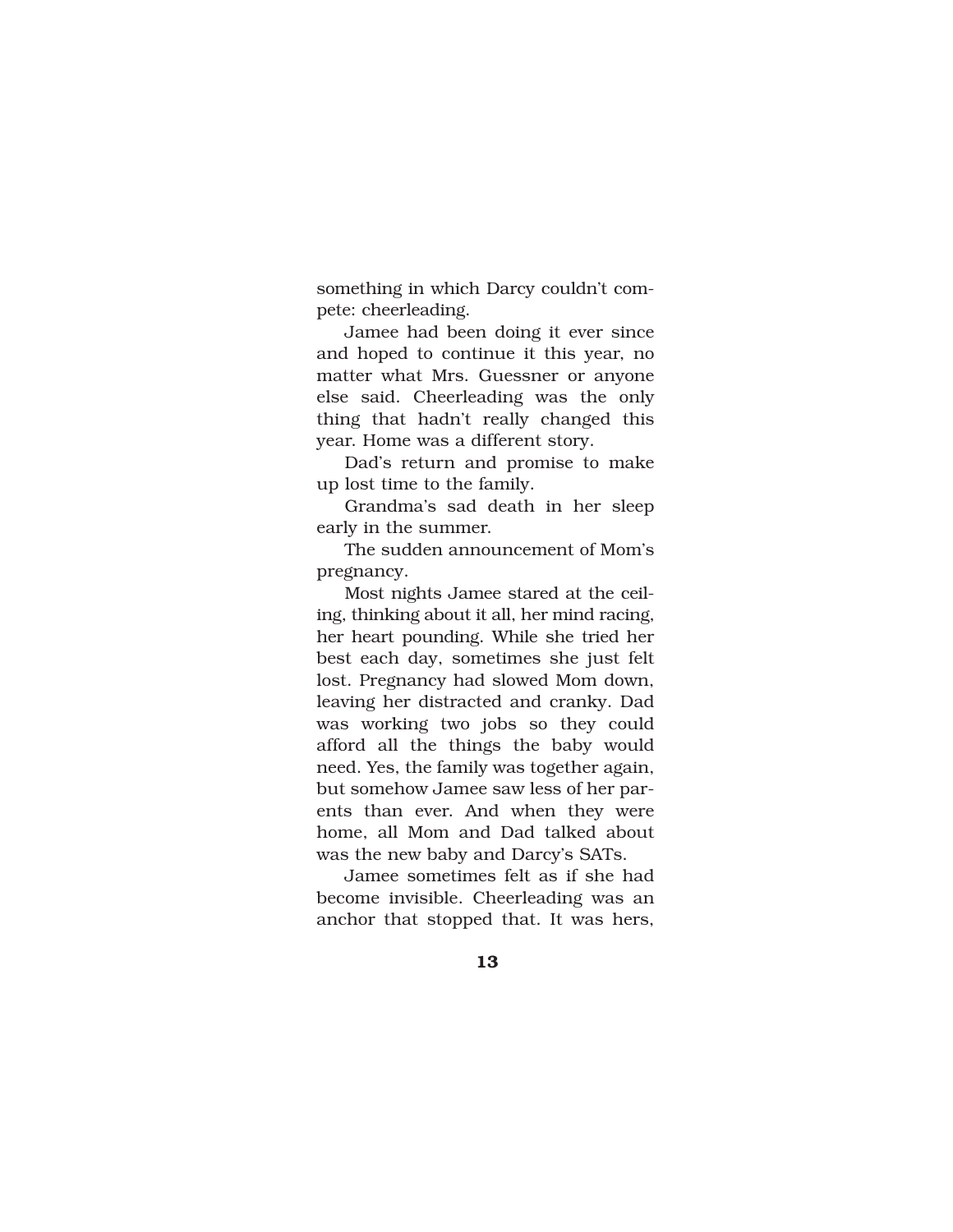something in which Darcy couldn't compete: cheerleading.

Jamee had been doing it ever since and hoped to continue it this year, no matter what Mrs. Guessner or anyone else said. Cheerleading was the only thing that hadn't really changed this year. Home was a different story.

Dad's return and promise to make up lost time to the family.

Grandma's sad death in her sleep early in the summer.

The sudden announcement of Mom's pregnancy.

Most nights Jamee stared at the ceiling, thinking about it all, her mind racing, her heart pounding. While she tried her best each day, sometimes she just felt lost. Pregnancy had slowed Mom down, leaving her distracted and cranky. Dad was working two jobs so they could afford all the things the baby would need. Yes, the family was together again, but somehow Jamee saw less of her parents than ever. And when they were home, all Mom and Dad talked about was the new baby and Darcy's SATs.

Jamee sometimes felt as if she had become invisible. Cheerleading was an anchor that stopped that. It was hers,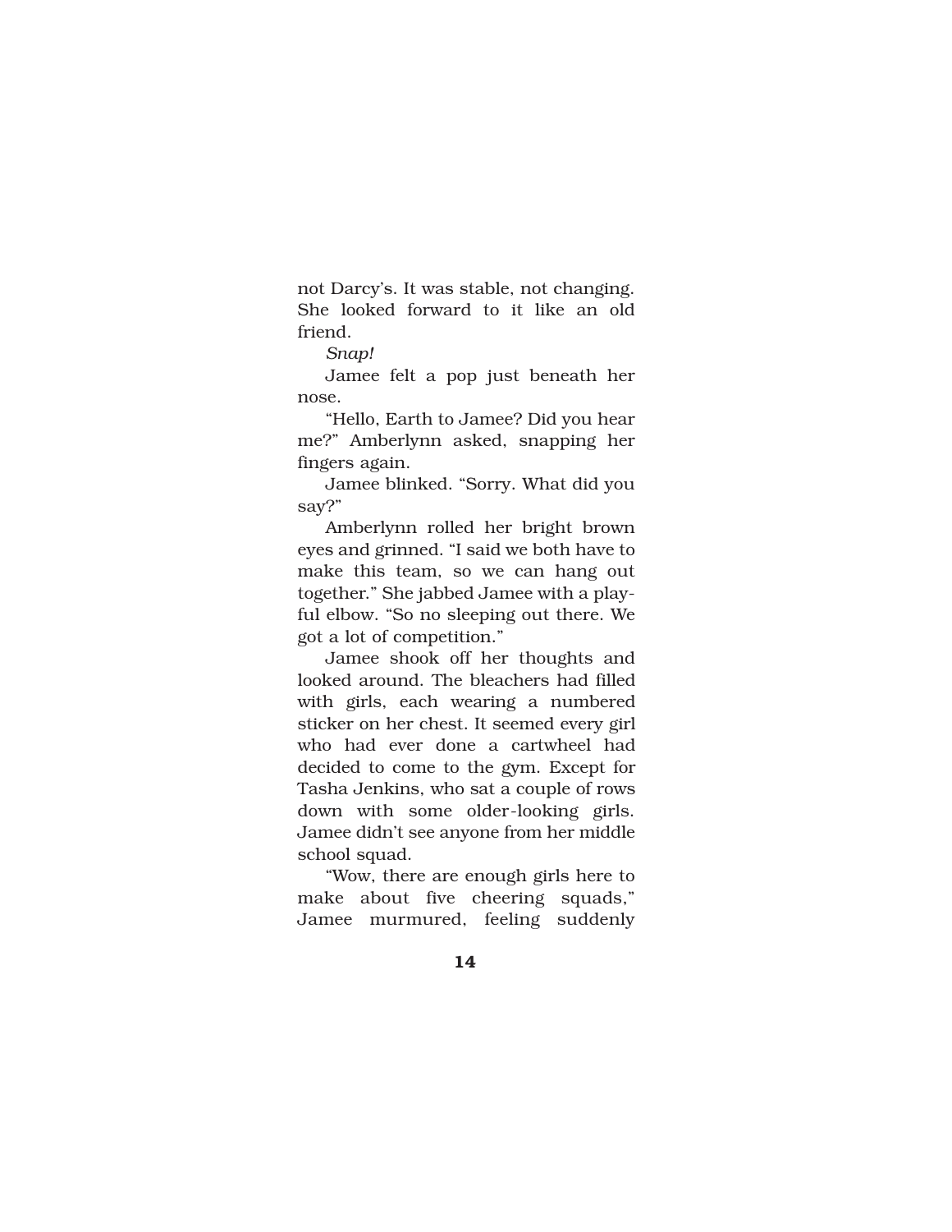not Darcy's. It was stable, not changing. She looked forward to it like an old friend.

*Snap!*

Jamee felt a pop just beneath her nose.

"Hello, Earth to Jamee? Did you hear me?" Amberlynn asked, snapping her fingers again.

Jamee blinked. "Sorry. What did you say?"

Amberlynn rolled her bright brown eyes and grinned. "I said we both have to make this team, so we can hang out together." She jabbed Jamee with a playful elbow. "So no sleeping out there. We got a lot of competition."

Jamee shook off her thoughts and looked around. The bleachers had filled with girls, each wearing a numbered sticker on her chest. It seemed every girl who had ever done a cartwheel had decided to come to the gym. Except for Tasha Jenkins, who sat a couple of rows down with some older-looking girls. Jamee didn't see anyone from her middle school squad.

"Wow, there are enough girls here to make about five cheering squads," Jamee murmured, feeling suddenly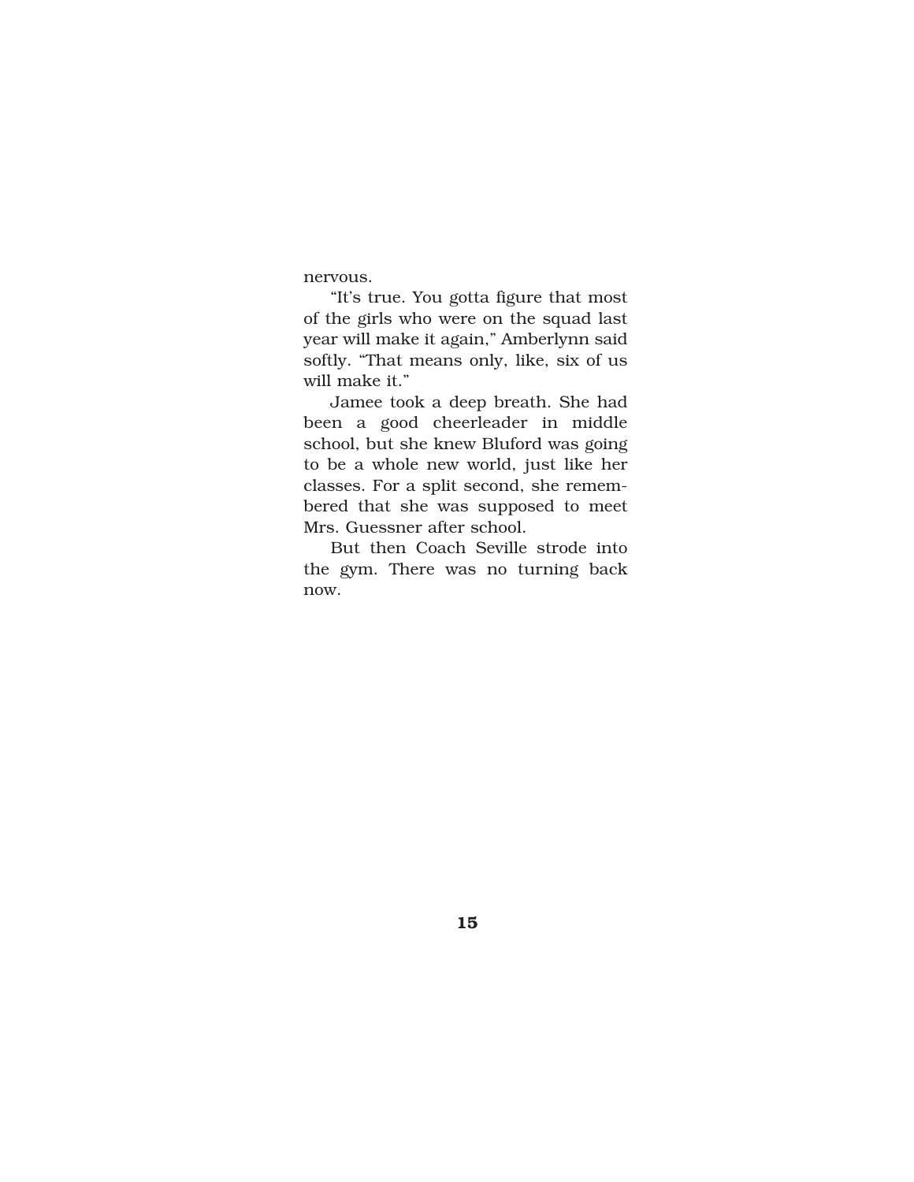nervous.

"It's true. You gotta figure that most of the girls who were on the squad last year will make it again," Amberlynn said softly. "That means only, like, six of us will make it."

Jamee took a deep breath. She had been a good cheerleader in middle school, but she knew Bluford was going to be a whole new world, just like her classes. For a split second, she remembered that she was supposed to meet Mrs. Guessner after school.

But then Coach Seville strode into the gym. There was no turning back now.